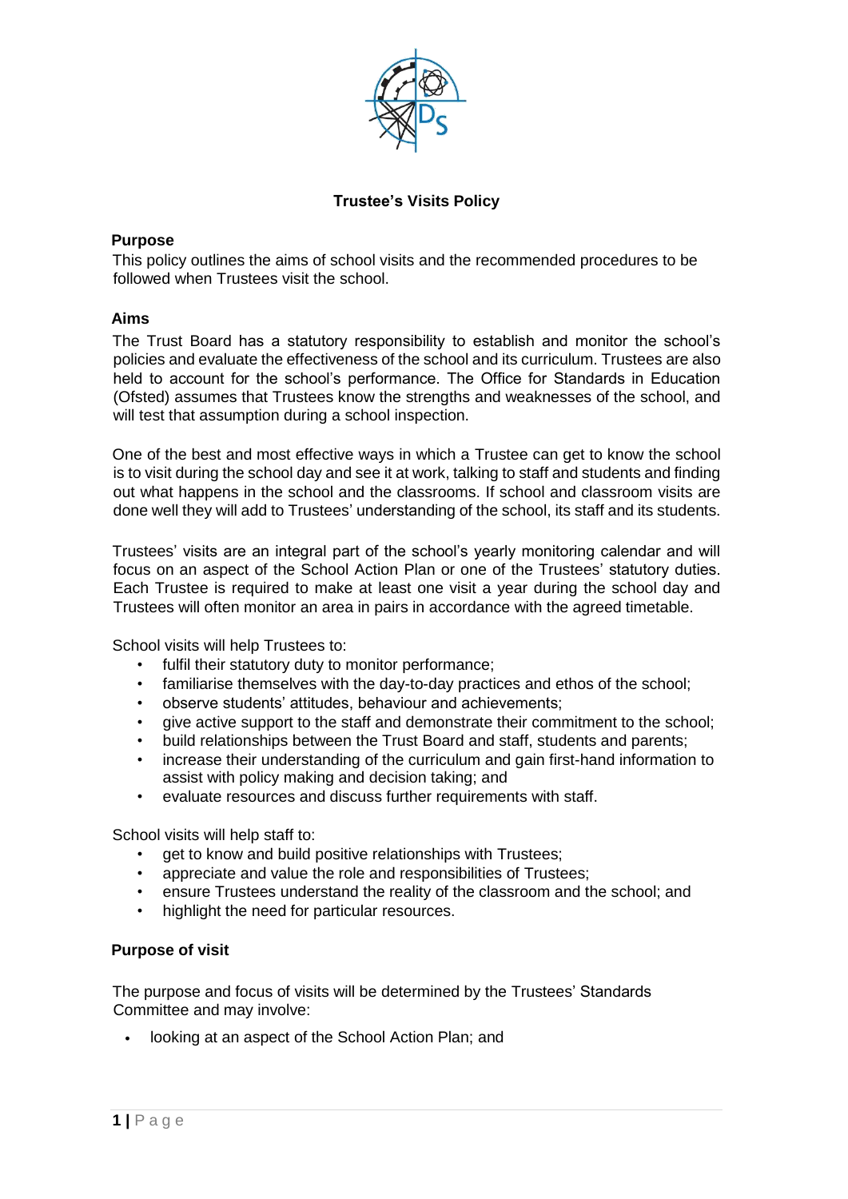# Trustee's Visits Policy

## Purpose

This policy outlines the aims of school visits and the recommended procedures to be followed when Trustees visit the school.

## Aims

The Trust Board has a statutory responsibility to establish and monitor the school's policies and evaluate the effectiveness of the school and its curriculum. Trustees are also held to account for the school's performance. The Office for Standards in Education (Ofsted) assumes that Trustees know the strengths and weaknesses of the school, and will test that assumption during a school inspection.

One of the best and most effective ways in which a Trustee can get to know the school is to visit during the school day and see it at work, talking to staff and students and finding out what happens in the school and the classrooms. If school and classroom visits are done well they will add to Trustees' understanding of the school, its staff and its students.

Trustees' visits are an integral part of the school's yearly monitoring calendar and will focus on an aspect of the School Action Plan or one of the Trustees' statutory duties. Each Trustee is required to make at least one visit a year during the school day and Trustees will often monitor an area in pairs in accordance with the agreed timetable.

School visits will help Trustees to:

- fulfil their statutory duty to monitor performance;
- familiarise themselves with the day-to-day practices and ethos of the school;
- observe students' attitudes, behaviour and achievements;
- give active support to the staff and demonstrate their commitment to the school;
- build relationships between the Trust Board and staff, students and parents;
- increase their understanding of the curriculum and gain first-hand information to assist with policy making and decision taking; and
- evaluate resources and discuss further requirements with staff.

School visits will help staff to:

- get to know and build positive relationships with Trustees;
- appreciate and value the role and responsibilities of Trustees;
- ensure Trustees understand the reality of the classroom and the school; and
- highlight the need for particular resources.

## Purpose of visit

The purpose and focus of visits will be determined by the Trustees' Standards Committee and may involve:

- looking at an aspect of the School Action Plan; and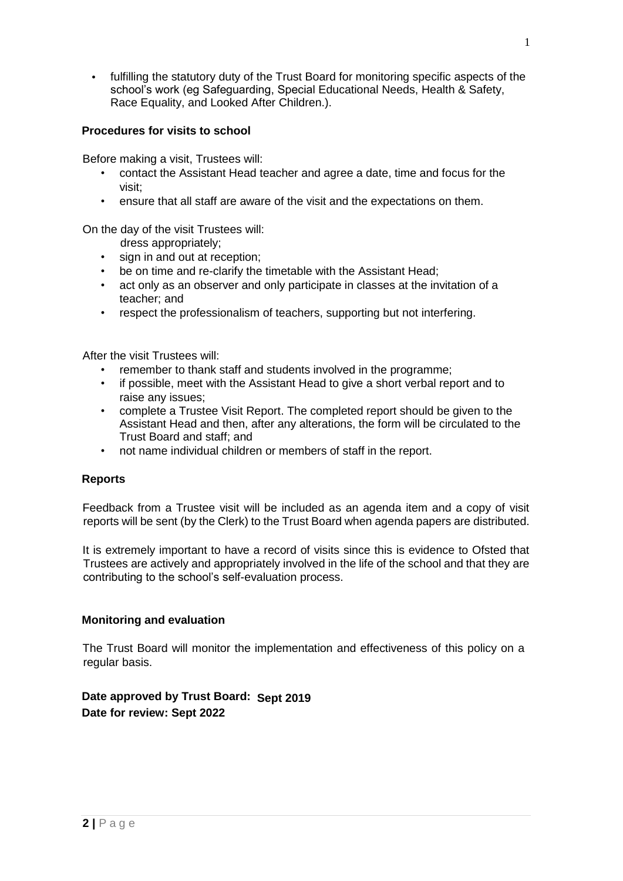- fulfilling the statutory duty of the Trust Board for monitoring specific aspects of the school's work (eg Safeguarding, Special Educational Needs, Health & Safety, Race Equality, and Looked After Children.).

**Procedures for visits to school**

Before making a visit, Trustees will:

- contact the Assistant Head teacher and agree a date, time and focus for the visit;
- ensure that all staff are aware of the visit and the expectations on them.

On the day of the visit Trustees will:

- dress appropriately;
- sign in and out at reception;
- be on time and re-clarify the timetable with the Assistant Head;
- act only as an observer and only participate in classes at the invitation of a teacher; and
- respect the professionalism of teachers, supporting but not interfering.

After the visit Trustees will:

- remember to thank staff and students involved in the programme;
- if possible, meet with the Assistant Head to give a short verbal report and to raise any issues;
- complete a Trustee Visit Report. The completed report should be given to the Assistant Head and then, after any alterations, the form will be circulated to the Trust Board and staff; and
- not name individual children or members of staff in the report.

**Reports**

Feedback from a Trustee visit will be included as an agenda item and a copy of visit reports will be sent (by the Clerk) to the Trust Board when agenda papers are distributed.

It is extremely important to have a record of visits since this is evidence to Ofsted that Trustees are actively and appropriately involved in the life of the school and that they are contributing to the school's self-evaluation process.

**Monitoring and evaluation**

The Trust Board will monitor the implementation and effectiveness of this policy on a regular basis.

**Date approved by Trust Board: Sept 2019**
**Date for review: Sept 2022**